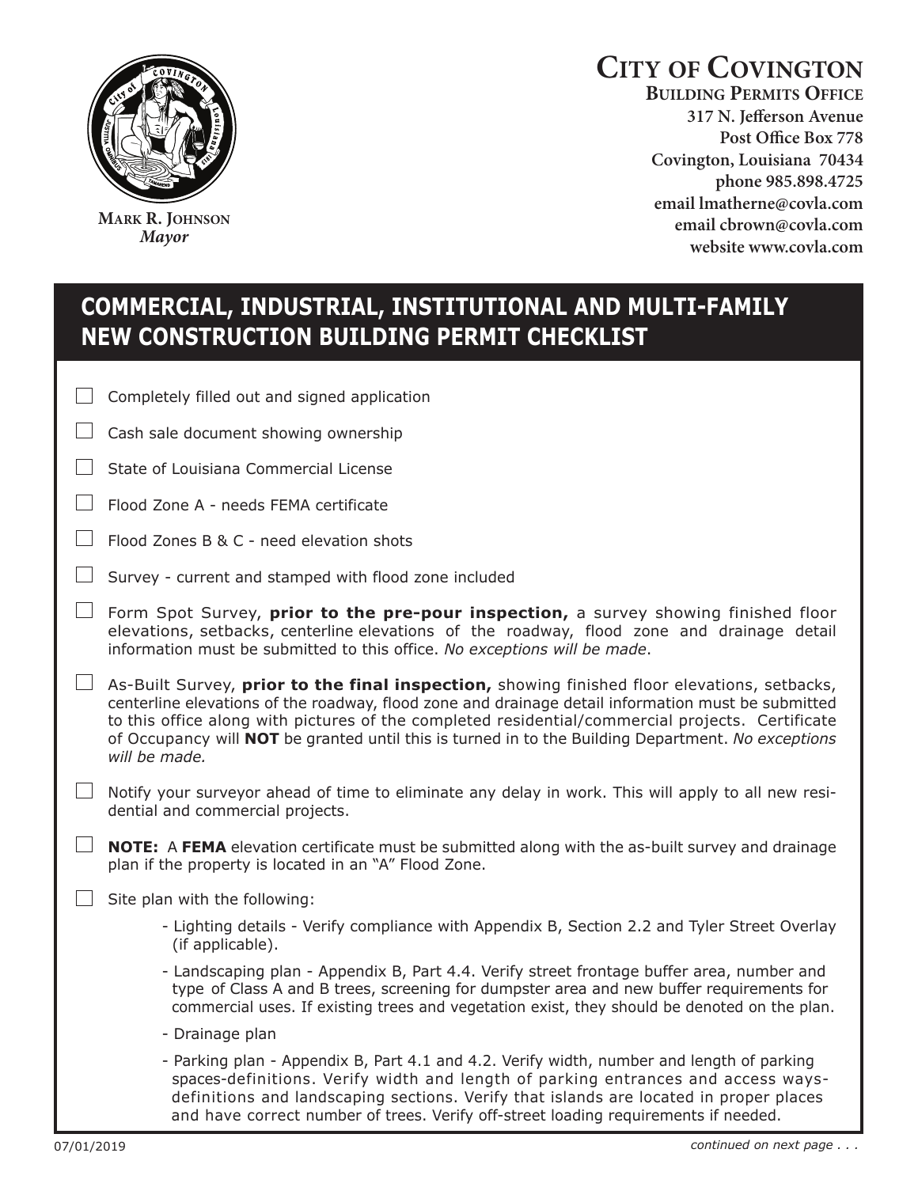# City of Covington

**Building Permits Office**
**317 N. Jefferson Avenue**
**Post Office Box 778**
**Covington, Louisiana 70434**
**phone 985.898.4725**
**email lmatherne@covla.com**
**email cbrown@covla.com**
**website www.covla.com**

**Mark R. Johnson**
***Mayor***

## COMMERCIAL, INDUSTRIAL, INSTITUTIONAL AND MULTI-FAMILY NEW CONSTRUCTION BUILDING PERMIT CHECKLIST

- [ ] Completely filled out and signed application
- [ ] Cash sale document showing ownership
- [ ] State of Louisiana Commercial License
- [ ] Flood Zone A - needs FEMA certificate
- [ ] Flood Zones B & C - need elevation shots
- [ ] Survey - current and stamped with flood zone included
- [ ] Form Spot Survey, **prior to the pre-pour inspection,** a survey showing finished floor elevations, setbacks, centerline elevations of the roadway, flood zone and drainage detail information must be submitted to this office. *No exceptions will be made*.
- [ ] As-Built Survey, **prior to the final inspection,** showing finished floor elevations, setbacks, centerline elevations of the roadway, flood zone and drainage detail information must be submitted to this office along with pictures of the completed residential/commercial projects. Certificate of Occupancy will **NOT** be granted until this is turned in to the Building Department. *No exceptions will be made.*
- [ ] Notify your surveyor ahead of time to eliminate any delay in work. This will apply to all new residential and commercial projects.
- [ ] **NOTE:** A **FEMA** elevation certificate must be submitted along with the as-built survey and drainage plan if the property is located in an "A" Flood Zone.
- [ ] Site plan with the following:
  - Lighting details - Verify compliance with Appendix B, Section 2.2 and Tyler Street Overlay (if applicable).
  - Landscaping plan - Appendix B, Part 4.4. Verify street frontage buffer area, number and type of Class A and B trees, screening for dumpster area and new buffer requirements for commercial uses. If existing trees and vegetation exist, they should be denoted on the plan.
  - Drainage plan
  - Parking plan - Appendix B, Part 4.1 and 4.2. Verify width, number and length of parking spaces-definitions. Verify width and length of parking entrances and access ways-definitions and landscaping sections. Verify that islands are located in proper places and have correct number of trees. Verify off-street loading requirements if needed.

07/01/2019

*continued on next page . . .*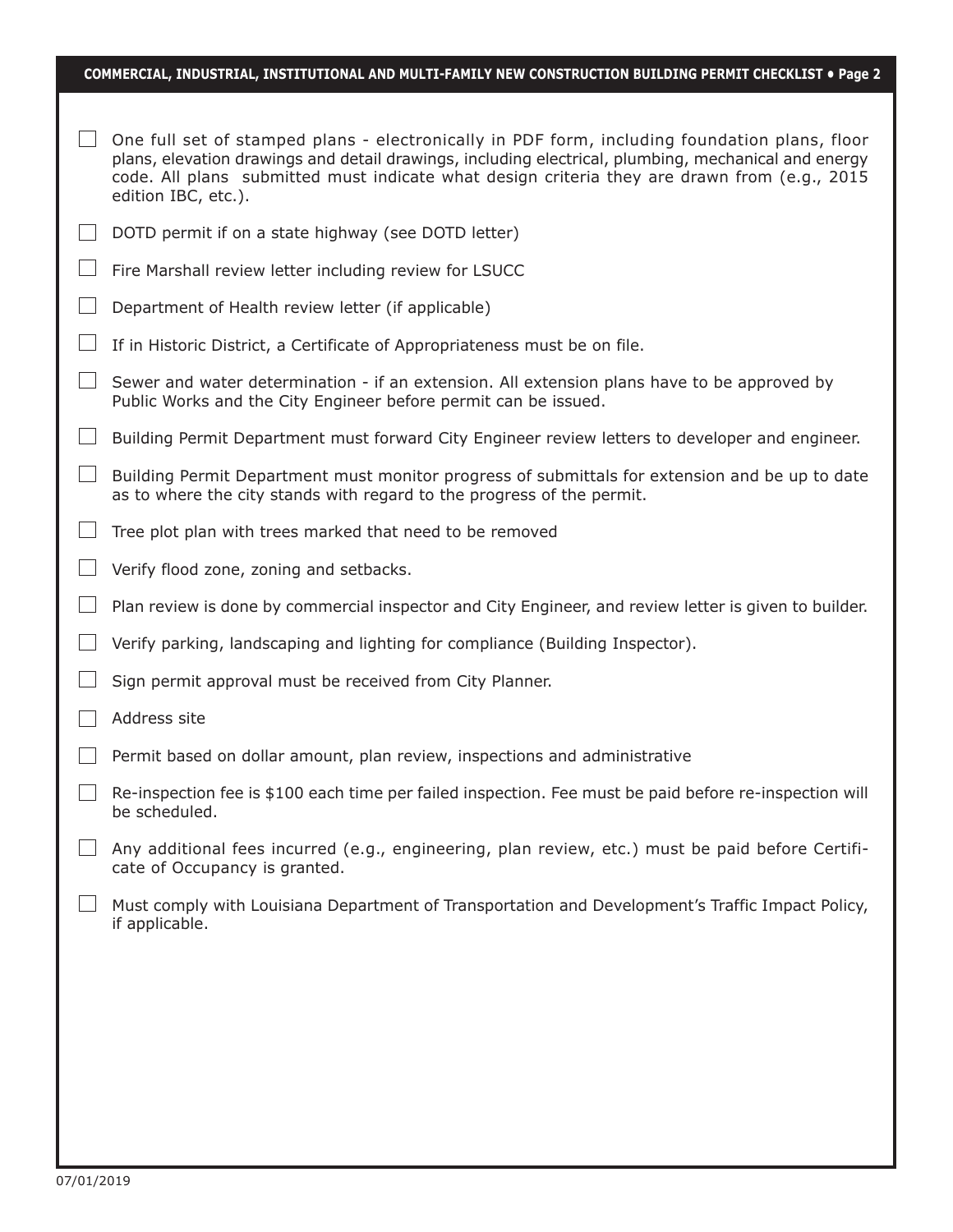- [ ] One full set of stamped plans - electronically in PDF form, including foundation plans, floor plans, elevation drawings and detail drawings, including electrical, plumbing, mechanical and energy code. All plans submitted must indicate what design criteria they are drawn from (e.g., 2015 edition IBC, etc.).
- [ ] DOTD permit if on a state highway (see DOTD letter)
- [ ] Fire Marshall review letter including review for LSUCC
- [ ] Department of Health review letter (if applicable)
- [ ] If in Historic District, a Certificate of Appropriateness must be on file.
- [ ] Sewer and water determination - if an extension. All extension plans have to be approved by Public Works and the City Engineer before permit can be issued.
- [ ] Building Permit Department must forward City Engineer review letters to developer and engineer.
- [ ] Building Permit Department must monitor progress of submittals for extension and be up to date as to where the city stands with regard to the progress of the permit.
- [ ] Tree plot plan with trees marked that need to be removed
- [ ] Verify flood zone, zoning and setbacks.
- [ ] Plan review is done by commercial inspector and City Engineer, and review letter is given to builder.
- [ ] Verify parking, landscaping and lighting for compliance (Building Inspector).
- [ ] Sign permit approval must be received from City Planner.
- [ ] Address site
- [ ] Permit based on dollar amount, plan review, inspections and administrative
- [ ] Re-inspection fee is $100 each time per failed inspection. Fee must be paid before re-inspection will be scheduled.
- [ ] Any additional fees incurred (e.g., engineering, plan review, etc.) must be paid before Certificate of Occupancy is granted.
- [ ] Must comply with Louisiana Department of Transportation and Development's Traffic Impact Policy, if applicable.

07/01/2019